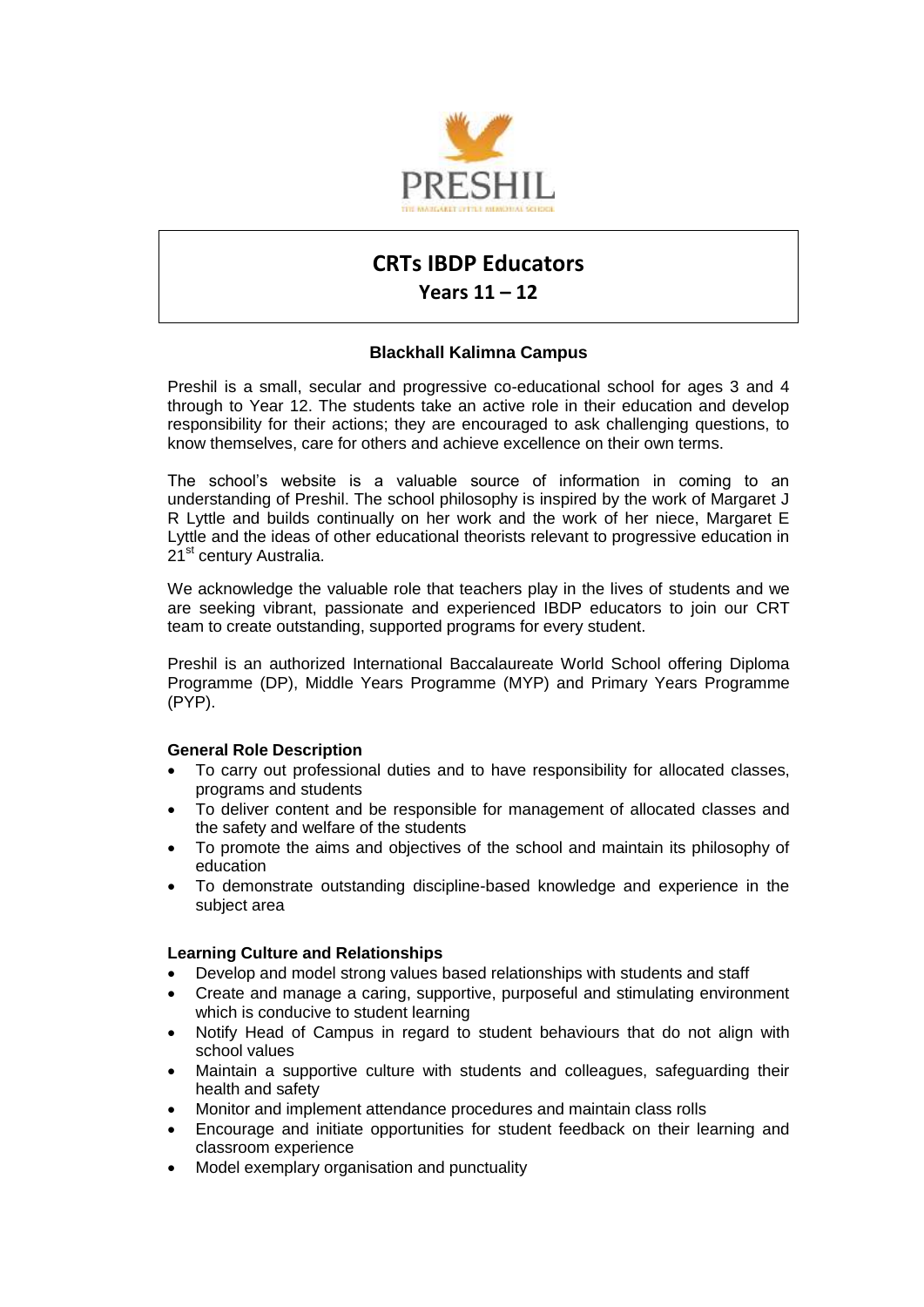# CRTs IBDP Educators

## Years 11 – 12

### Blackhall Kalimna Campus

Preshil is a small, secular and progressive co-educational school for ages 3 and 4 through to Year 12. The students take an active role in their education and develop responsibility for their actions; they are encouraged to ask challenging questions, to know themselves, care for others and achieve excellence on their own terms.

The school's website is a valuable source of information in coming to an understanding of Preshil. The school philosophy is inspired by the work of Margaret J R Lyttle and builds continually on her work and the work of her niece, Margaret E Lyttle and the ideas of other educational theorists relevant to progressive education in 21st century Australia.

We acknowledge the valuable role that teachers play in the lives of students and we are seeking vibrant, passionate and experienced IBDP educators to join our CRT team to create outstanding, supported programs for every student.

Preshil is an authorized International Baccalaureate World School offering Diploma Programme (DP), Middle Years Programme (MYP) and Primary Years Programme (PYP).

**General Role Description**

- To carry out professional duties and to have responsibility for allocated classes, programs and students
- To deliver content and be responsible for management of allocated classes and the safety and welfare of the students
- To promote the aims and objectives of the school and maintain its philosophy of education
- To demonstrate outstanding discipline-based knowledge and experience in the subject area

**Learning Culture and Relationships**

- Develop and model strong values based relationships with students and staff
- Create and manage a caring, supportive, purposeful and stimulating environment which is conducive to student learning
- Notify Head of Campus in regard to student behaviours that do not align with school values
- Maintain a supportive culture with students and colleagues, safeguarding their health and safety
- Monitor and implement attendance procedures and maintain class rolls
- Encourage and initiate opportunities for student feedback on their learning and classroom experience
- Model exemplary organisation and punctuality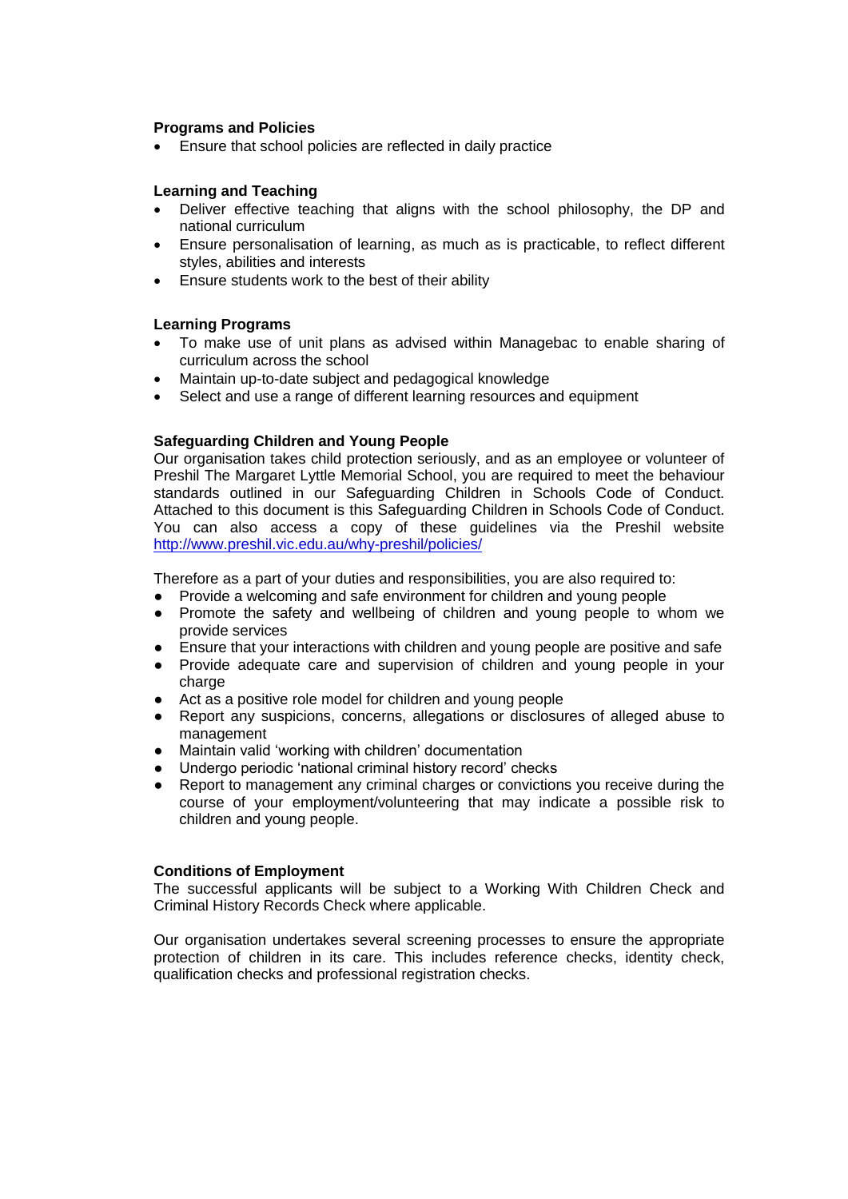**Programs and Policies**

- Ensure that school policies are reflected in daily practice

**Learning and Teaching**

- Deliver effective teaching that aligns with the school philosophy, the DP and national curriculum
- Ensure personalisation of learning, as much as is practicable, to reflect different styles, abilities and interests
- Ensure students work to the best of their ability

**Learning Programs**

- To make use of unit plans as advised within Managebac to enable sharing of curriculum across the school
- Maintain up-to-date subject and pedagogical knowledge
- Select and use a range of different learning resources and equipment

**Safeguarding Children and Young People**

Our organisation takes child protection seriously, and as an employee or volunteer of Preshil The Margaret Lyttle Memorial School, you are required to meet the behaviour standards outlined in our Safeguarding Children in Schools Code of Conduct. Attached to this document is this Safeguarding Children in Schools Code of Conduct. You can also access a copy of these guidelines via the Preshil website [http://www.preshil.vic.edu.au/why-preshil/policies/](http://www.preshil.vic.edu.au/why-preshil/policies/)

Therefore as a part of your duties and responsibilities, you are also required to:

- Provide a welcoming and safe environment for children and young people
- Promote the safety and wellbeing of children and young people to whom we provide services
- Ensure that your interactions with children and young people are positive and safe
- Provide adequate care and supervision of children and young people in your charge
- Act as a positive role model for children and young people
- Report any suspicions, concerns, allegations or disclosures of alleged abuse to management
- Maintain valid 'working with children' documentation
- Undergo periodic 'national criminal history record' checks
- Report to management any criminal charges or convictions you receive during the course of your employment/volunteering that may indicate a possible risk to children and young people.

**Conditions of Employment**

The successful applicants will be subject to a Working With Children Check and Criminal History Records Check where applicable.

Our organisation undertakes several screening processes to ensure the appropriate protection of children in its care. This includes reference checks, identity check, qualification checks and professional registration checks.